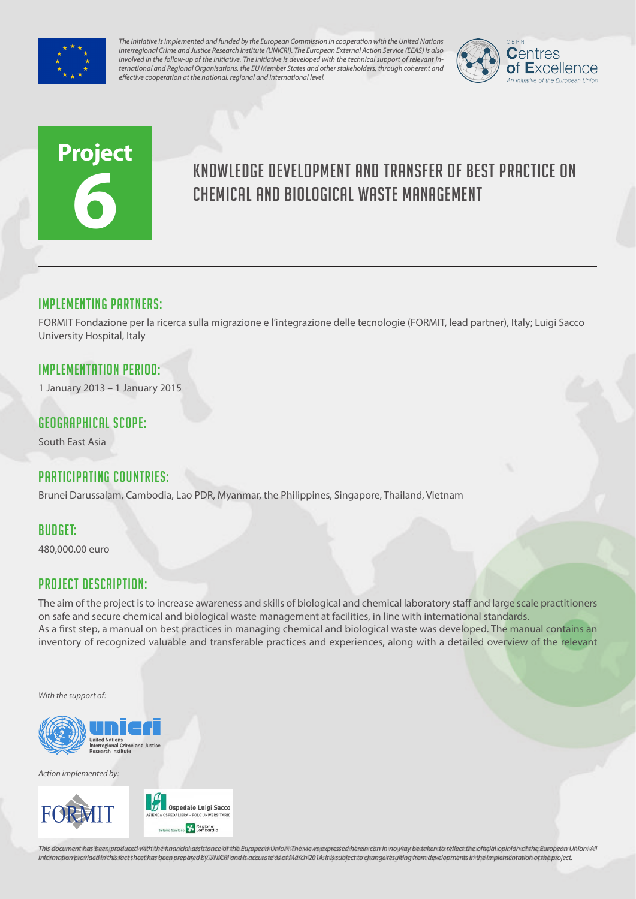*The initiative is implemented and funded by the European Commission in cooperation with the United Nations Interregional Crime and Justice Research Institute (UNICRI). The European External Action Service (EEAS) is also involved in the follow-up of the initiative. The initiative is developed with the technical support of relevant International and Regional Organisations, the EU Member States and other stakeholders, through coherent and effective cooperation at the national, regional and international level.*

CBRN Centres of Excellence
An initiative of the European Union

**Project 6**

# KNOWLEDGE DEVELOPMENT AND TRANSFER OF BEST PRACTICE ON CHEMICAL AND BIOLOGICAL WASTE MANAGEMENT

## IMPLEMENTING PARTNERS:

FORMIT Fondazione per la ricerca sulla migrazione e l'integrazione delle tecnologie (FORMIT, lead partner), Italy; Luigi Sacco University Hospital, Italy

## IMPLEMENTATION PERIOD:

1 January 2013 – 1 January 2015

## GEOGRAPHICAL SCOPE:

South East Asia

## PARTICIPATING COUNTRIES:

Brunei Darussalam, Cambodia, Lao PDR, Myanmar, the Philippines, Singapore, Thailand, Vietnam

## BUDGET:

480,000.00 euro

## PROJECT DESCRIPTION:

The aim of the project is to increase awareness and skills of biological and chemical laboratory staff and large scale practitioners on safe and secure chemical and biological waste management at facilities, in line with international standards.
As a first step, a manual on best practices in managing chemical and biological waste was developed. The manual contains an inventory of recognized valuable and transferable practices and experiences, along with a detailed overview of the relevant

*With the support of:*

unicri – United Nations Interregional Crime and Justice Research Institute

*Action implemented by:*

FORMIT

Ospedale Luigi Sacco – Azienda Ospedaliera - Polo Universitario – Regione Lombardia

*This document has been produced with the financial assistance of the European Union. The views expressed herein can in no way be taken to reflect the official opinion of the European Union. All information provided in this fact sheet has been prepared by UNICRI and is accurate as of March 2014. It is subject to change resulting from developments in the implementation of the project.*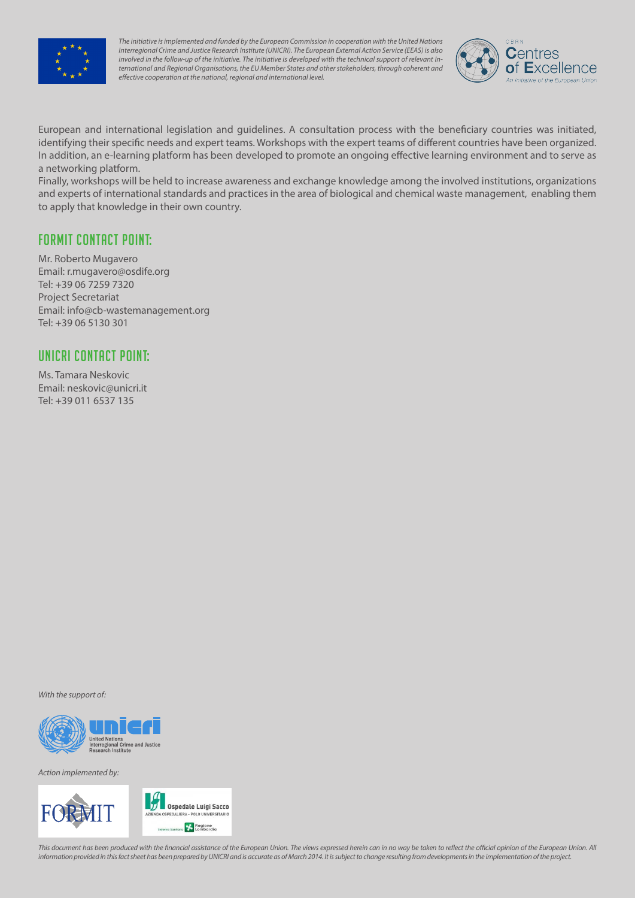*The initiative is implemented and funded by the European Commission in cooperation with the United Nations Interregional Crime and Justice Research Institute (UNICRI). The European External Action Service (EEAS) is also involved in the follow-up of the initiative. The initiative is developed with the technical support of relevant International and Regional Organisations, the EU Member States and other stakeholders, through coherent and effective cooperation at the national, regional and international level.*

CBRN Centres of Excellence
An initiative of the European Union

European and international legislation and guidelines. A consultation process with the beneficiary countries was initiated, identifying their specific needs and expert teams. Workshops with the expert teams of different countries have been organized. In addition, an e-learning platform has been developed to promote an ongoing effective learning environment and to serve as a networking platform.

Finally, workshops will be held to increase awareness and exchange knowledge among the involved institutions, organizations and experts of international standards and practices in the area of biological and chemical waste management, enabling them to apply that knowledge in their own country.

## FORMIT CONTACT POINT:

Mr. Roberto Mugavero
Email: r.mugavero@osdife.org
Tel: +39 06 7259 7320
Project Secretariat
Email: info@cb-wastemanagement.org
Tel: +39 06 5130 301

## UNICRI CONTACT POINT:

Ms. Tamara Neskovic
Email: neskovic@unicri.it
Tel: +39 011 6537 135

*With the support of:*

unicri
United Nations Interregional Crime and Justice Research Institute

*Action implemented by:*

FORMIT

Ospedale Luigi Sacco
AZIENDA OSPEDALIERA - POLO UNIVERSITARIO
Sistema Sanitario Regione Lombardia

*This document has been produced with the financial assistance of the European Union. The views expressed herein can in no way be taken to reflect the official opinion of the European Union. All information provided in this fact sheet has been prepared by UNICRI and is accurate as of March 2014. It is subject to change resulting from developments in the implementation of the project.*